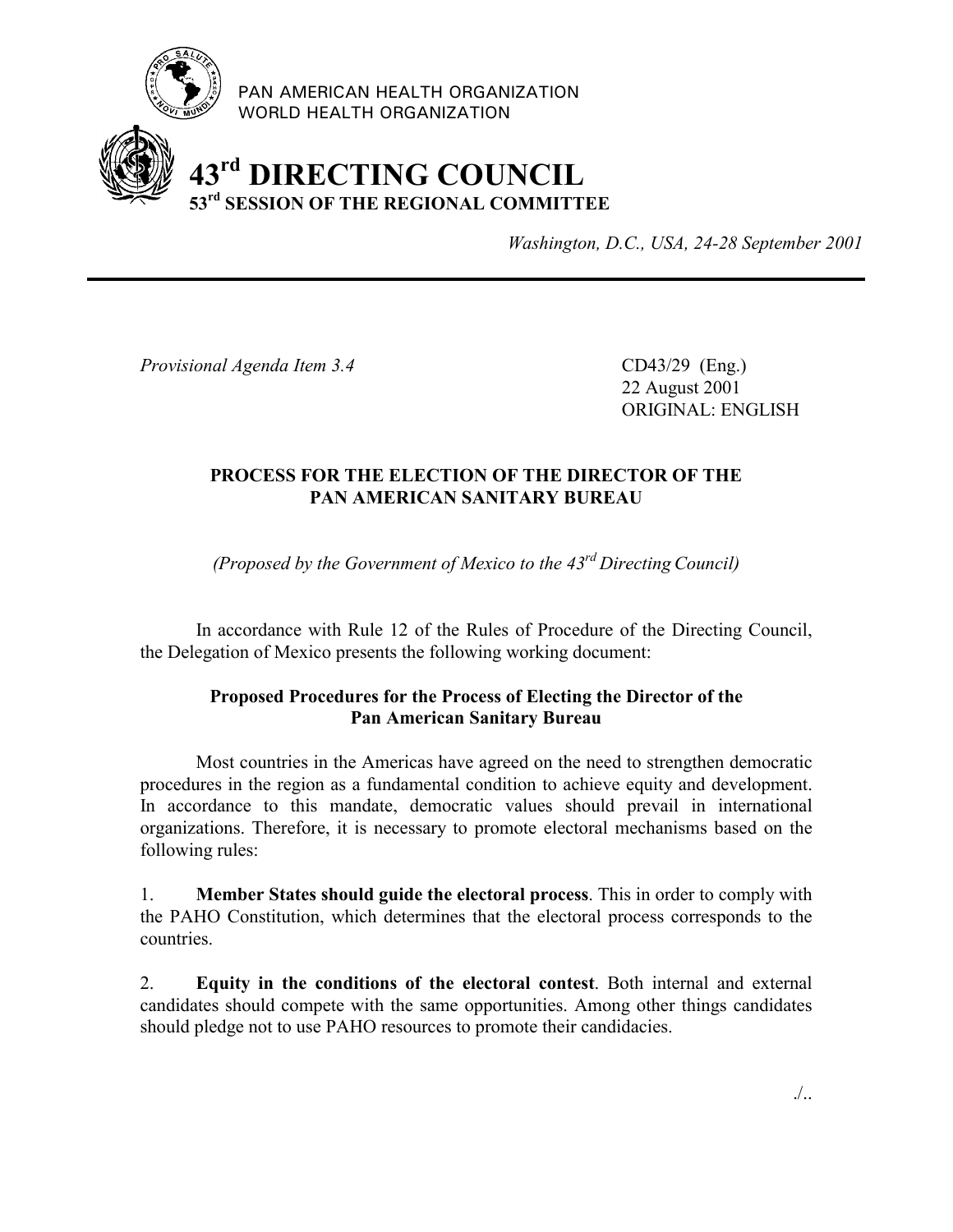PAN AMERICAN HEALTH ORGANIZATION
WORLD HEALTH ORGANIZATION

# 43rd DIRECTING COUNCIL
## 53rd SESSION OF THE REGIONAL COMMITTEE

*Washington, D.C., USA, 24-28 September 2001*

---

*Provisional Agenda Item 3.4*

CD43/29 (Eng.)
22 August 2001
ORIGINAL: ENGLISH

## PROCESS FOR THE ELECTION OF THE DIRECTOR OF THE PAN AMERICAN SANITARY BUREAU

*(Proposed by the Government of Mexico to the 43rd Directing Council)*

In accordance with Rule 12 of the Rules of Procedure of the Directing Council, the Delegation of Mexico presents the following working document:

### Proposed Procedures for the Process of Electing the Director of the Pan American Sanitary Bureau

Most countries in the Americas have agreed on the need to strengthen democratic procedures in the region as a fundamental condition to achieve equity and development. In accordance to this mandate, democratic values should prevail in international organizations. Therefore, it is necessary to promote electoral mechanisms based on the following rules:

1. **Member States should guide the electoral process**. This in order to comply with the PAHO Constitution, which determines that the electoral process corresponds to the countries.

2. **Equity in the conditions of the electoral contest**. Both internal and external candidates should compete with the same opportunities. Among other things candidates should pledge not to use PAHO resources to promote their candidacies.

./..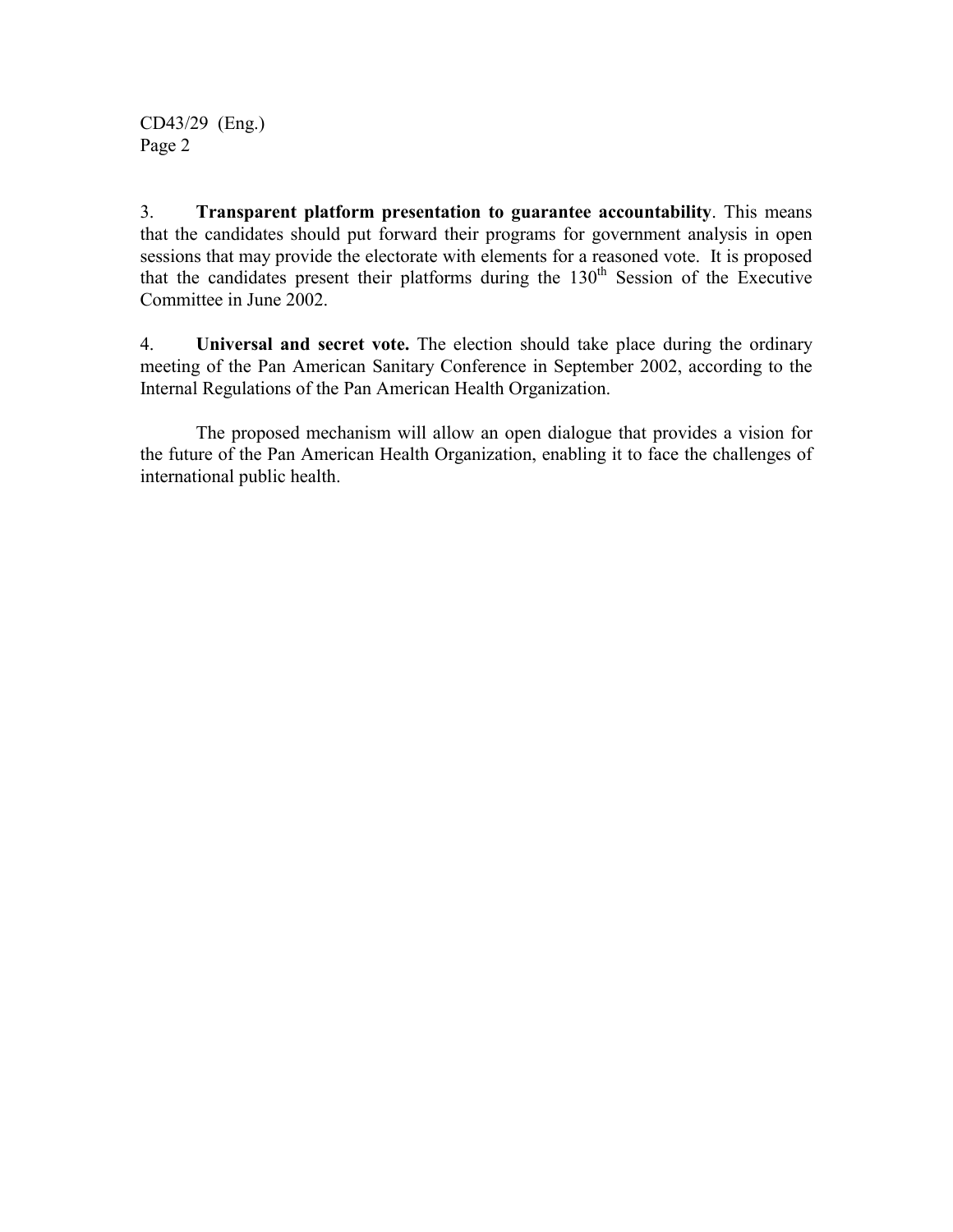3. **Transparent platform presentation to guarantee accountability**. This means that the candidates should put forward their programs for government analysis in open sessions that may provide the electorate with elements for a reasoned vote. It is proposed that the candidates present their platforms during the 130th Session of the Executive Committee in June 2002.

4. **Universal and secret vote.** The election should take place during the ordinary meeting of the Pan American Sanitary Conference in September 2002, according to the Internal Regulations of the Pan American Health Organization.

The proposed mechanism will allow an open dialogue that provides a vision for the future of the Pan American Health Organization, enabling it to face the challenges of international public health.